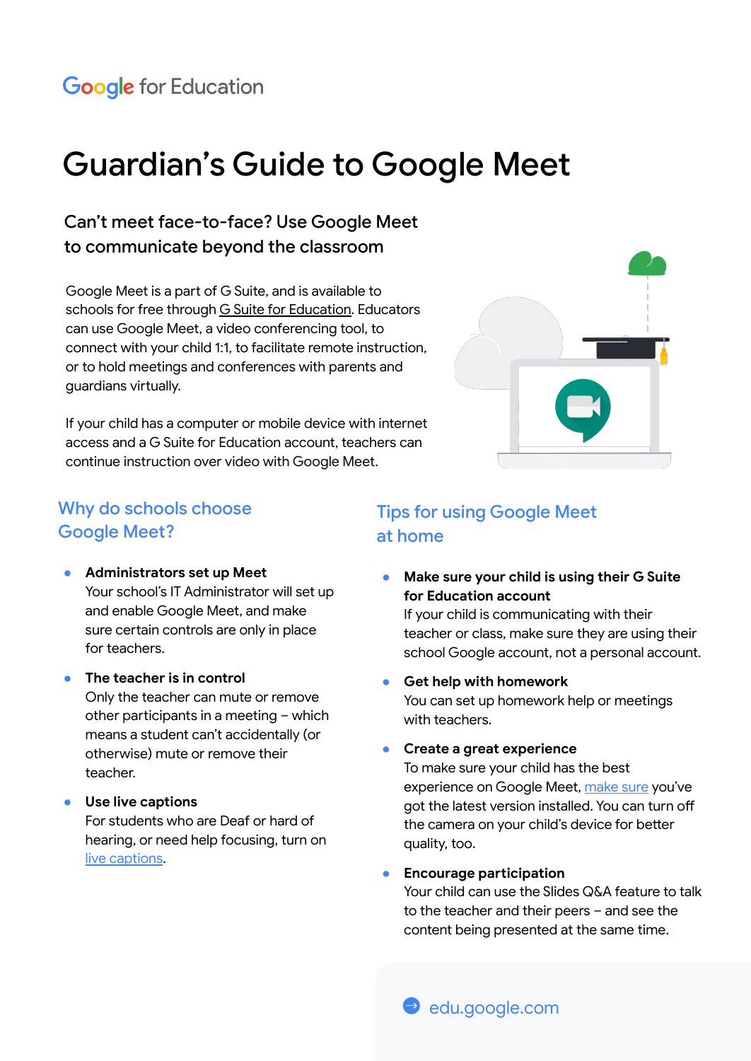Google for Education

# Guardian's Guide to Google Meet

## Can't meet face-to-face? Use Google Meet to communicate beyond the classroom

Google Meet is a part of G Suite, and is available to schools for free through G Suite for Education. Educators can use Google Meet, a video conferencing tool, to connect with your child 1:1, to facilitate remote instruction, or to hold meetings and conferences with parents and guardians virtually.

If your child has a computer or mobile device with internet access and a G Suite for Education account, teachers can continue instruction over video with Google Meet.

## Why do schools choose Google Meet?

- **Administrators set up Meet**
  Your school's IT Administrator will set up and enable Google Meet, and make sure certain controls are only in place for teachers.

- **The teacher is in control**
  Only the teacher can mute or remove other participants in a meeting – which means a student can't accidentally (or otherwise) mute or remove their teacher.

- **Use live captions**
  For students who are Deaf or hard of hearing, or need help focusing, turn on live captions.

## Tips for using Google Meet at home

- **Make sure your child is using their G Suite for Education account**
  If your child is communicating with their teacher or class, make sure they are using their school Google account, not a personal account.

- **Get help with homework**
  You can set up homework help or meetings with teachers.

- **Create a great experience**
  To make sure your child has the best experience on Google Meet, make sure you've got the latest version installed. You can turn off the camera on your child's device for better quality, too.

- **Encourage participation**
  Your child can use the Slides Q&A feature to talk to the teacher and their peers – and see the content being presented at the same time.

edu.google.com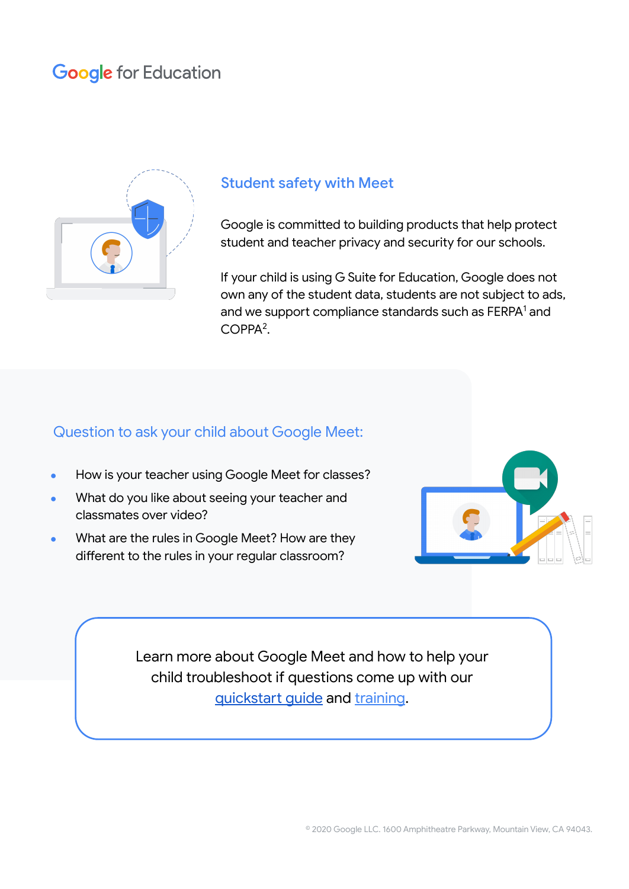Google for Education

## Student safety with Meet

Google is committed to building products that help protect student and teacher privacy and security for our schools.

If your child is using G Suite for Education, Google does not own any of the student data, students are not subject to ads, and we support compliance standards such as FERPA[1] and COPPA[2].

## Question to ask your child about Google Meet:

- How is your teacher using Google Meet for classes?
- What do you like about seeing your teacher and classmates over video?
- What are the rules in Google Meet? How are they different to the rules in your regular classroom?

Learn more about Google Meet and how to help your child troubleshoot if questions come up with our quickstart guide and training.

© 2020 Google LLC. 1600 Amphitheatre Parkway, Mountain View, CA 94043.